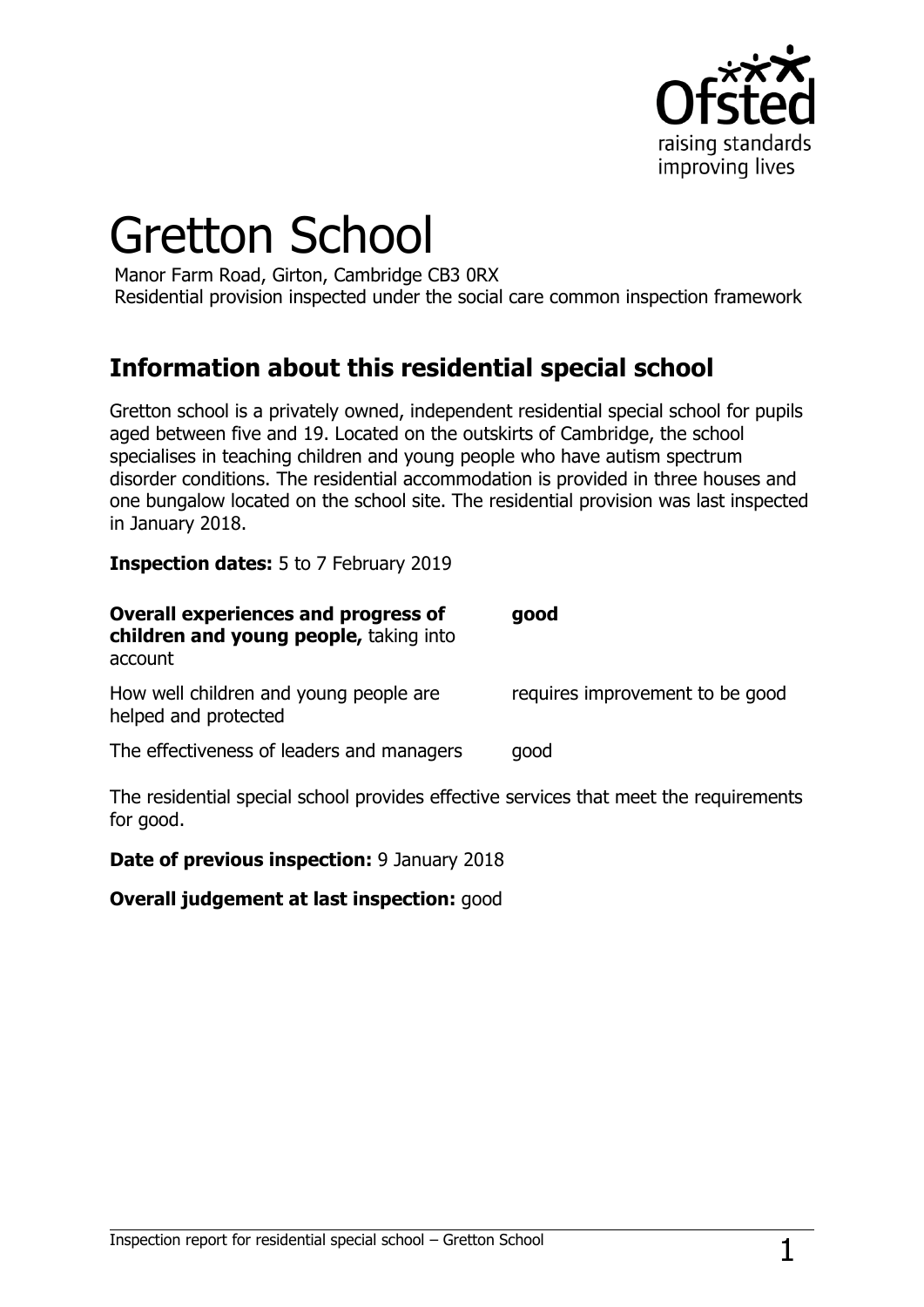# Gretton School

Manor Farm Road, Girton, Cambridge CB3 0RX
Residential provision inspected under the social care common inspection framework

## Information about this residential special school

Gretton school is a privately owned, independent residential special school for pupils aged between five and 19. Located on the outskirts of Cambridge, the school specialises in teaching children and young people who have autism spectrum disorder conditions. The residential accommodation is provided in three houses and one bungalow located on the school site. The residential provision was last inspected in January 2018.

**Inspection dates:** 5 to 7 February 2019

| | |
|---|---|
| **Overall experiences and progress of children and young people,** taking into account | **good** |
| How well children and young people are helped and protected | requires improvement to be good |
| The effectiveness of leaders and managers | good |

The residential special school provides effective services that meet the requirements for good.

**Date of previous inspection:** 9 January 2018

**Overall judgement at last inspection:** good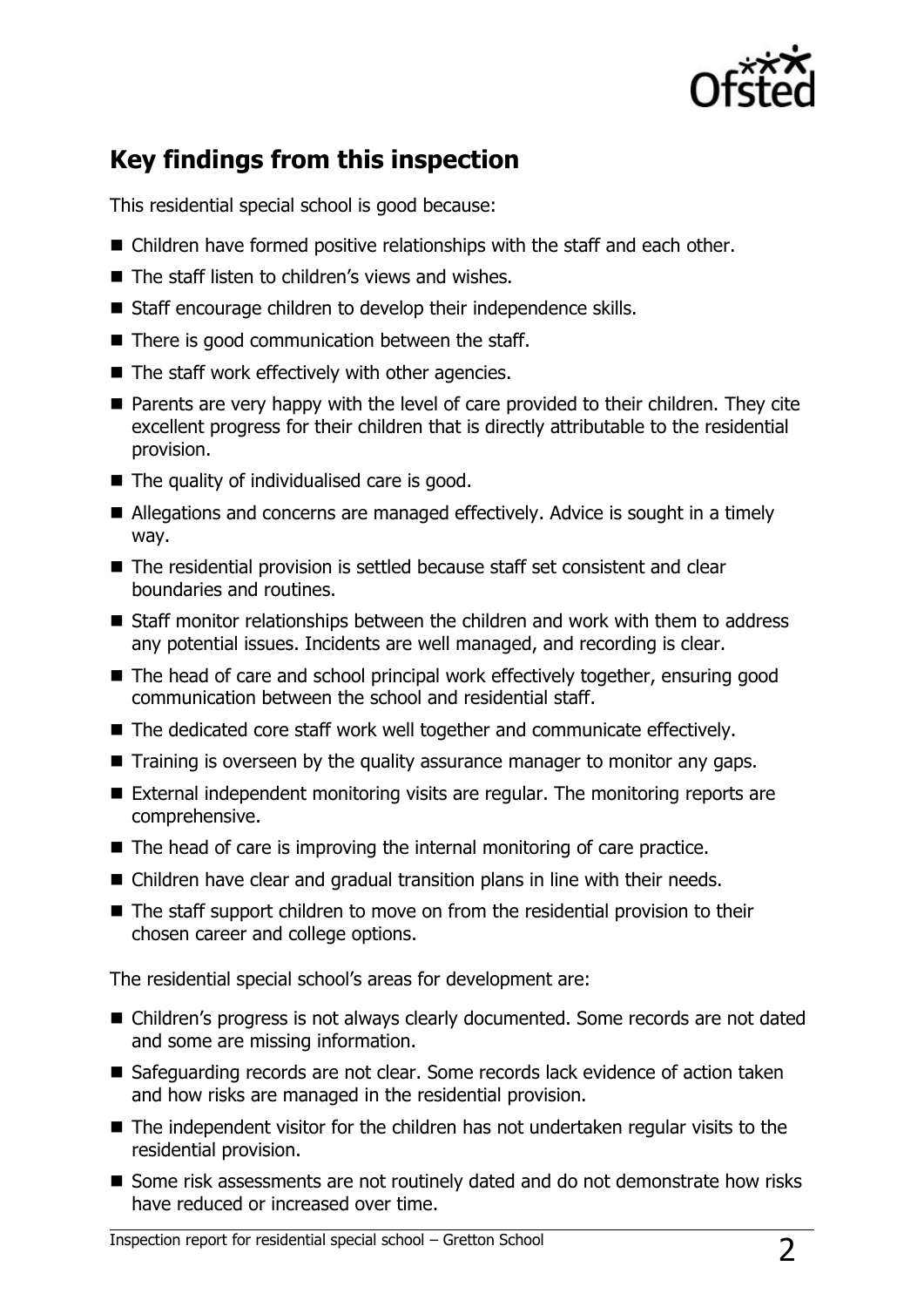## Key findings from this inspection

This residential special school is good because:

- Children have formed positive relationships with the staff and each other.
- The staff listen to children's views and wishes.
- Staff encourage children to develop their independence skills.
- There is good communication between the staff.
- The staff work effectively with other agencies.
- Parents are very happy with the level of care provided to their children. They cite excellent progress for their children that is directly attributable to the residential provision.
- The quality of individualised care is good.
- Allegations and concerns are managed effectively. Advice is sought in a timely way.
- The residential provision is settled because staff set consistent and clear boundaries and routines.
- Staff monitor relationships between the children and work with them to address any potential issues. Incidents are well managed, and recording is clear.
- The head of care and school principal work effectively together, ensuring good communication between the school and residential staff.
- The dedicated core staff work well together and communicate effectively.
- Training is overseen by the quality assurance manager to monitor any gaps.
- External independent monitoring visits are regular. The monitoring reports are comprehensive.
- The head of care is improving the internal monitoring of care practice.
- Children have clear and gradual transition plans in line with their needs.
- The staff support children to move on from the residential provision to their chosen career and college options.

The residential special school's areas for development are:

- Children's progress is not always clearly documented. Some records are not dated and some are missing information.
- Safeguarding records are not clear. Some records lack evidence of action taken and how risks are managed in the residential provision.
- The independent visitor for the children has not undertaken regular visits to the residential provision.
- Some risk assessments are not routinely dated and do not demonstrate how risks have reduced or increased over time.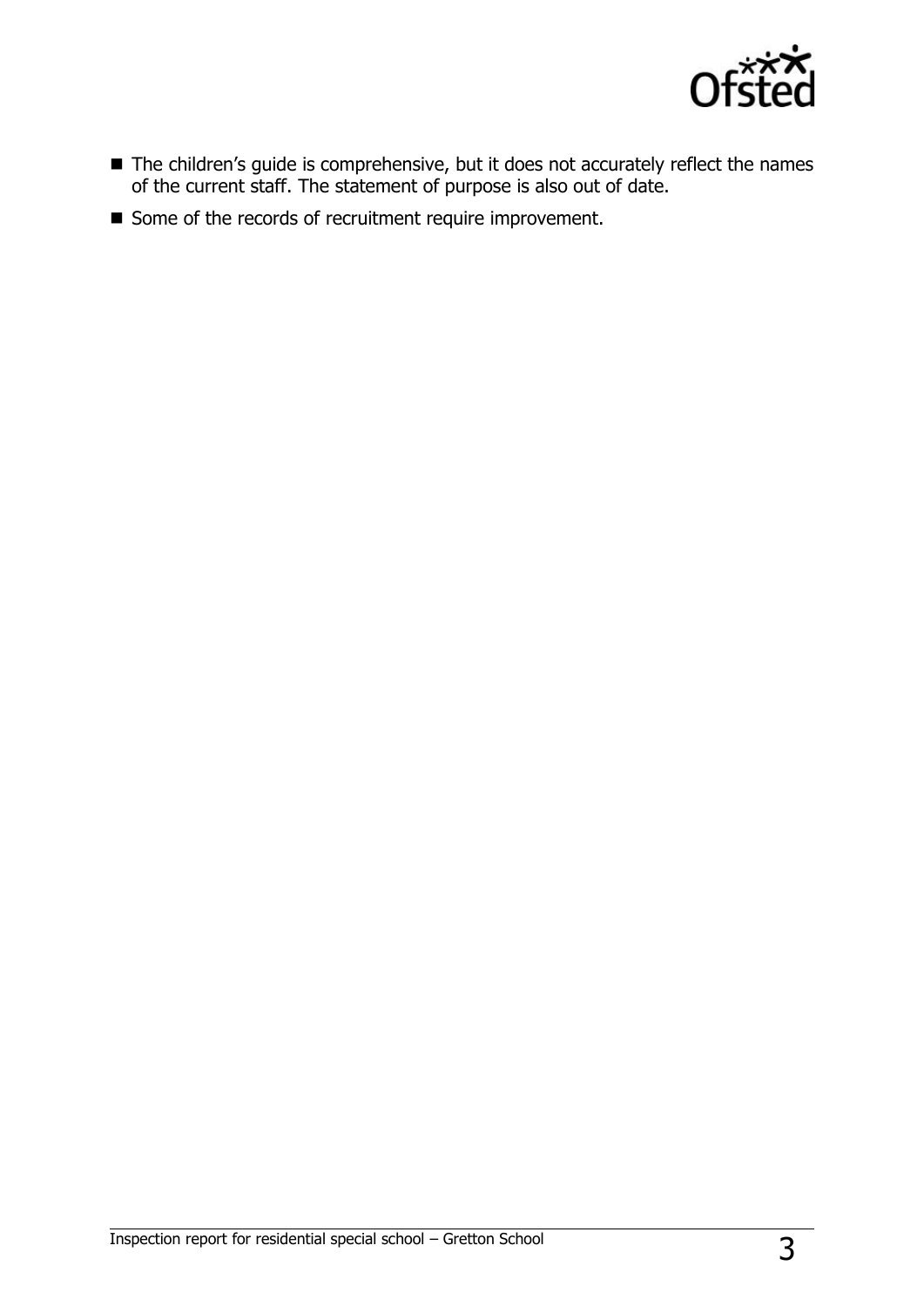- The children's guide is comprehensive, but it does not accurately reflect the names of the current staff. The statement of purpose is also out of date.
- Some of the records of recruitment require improvement.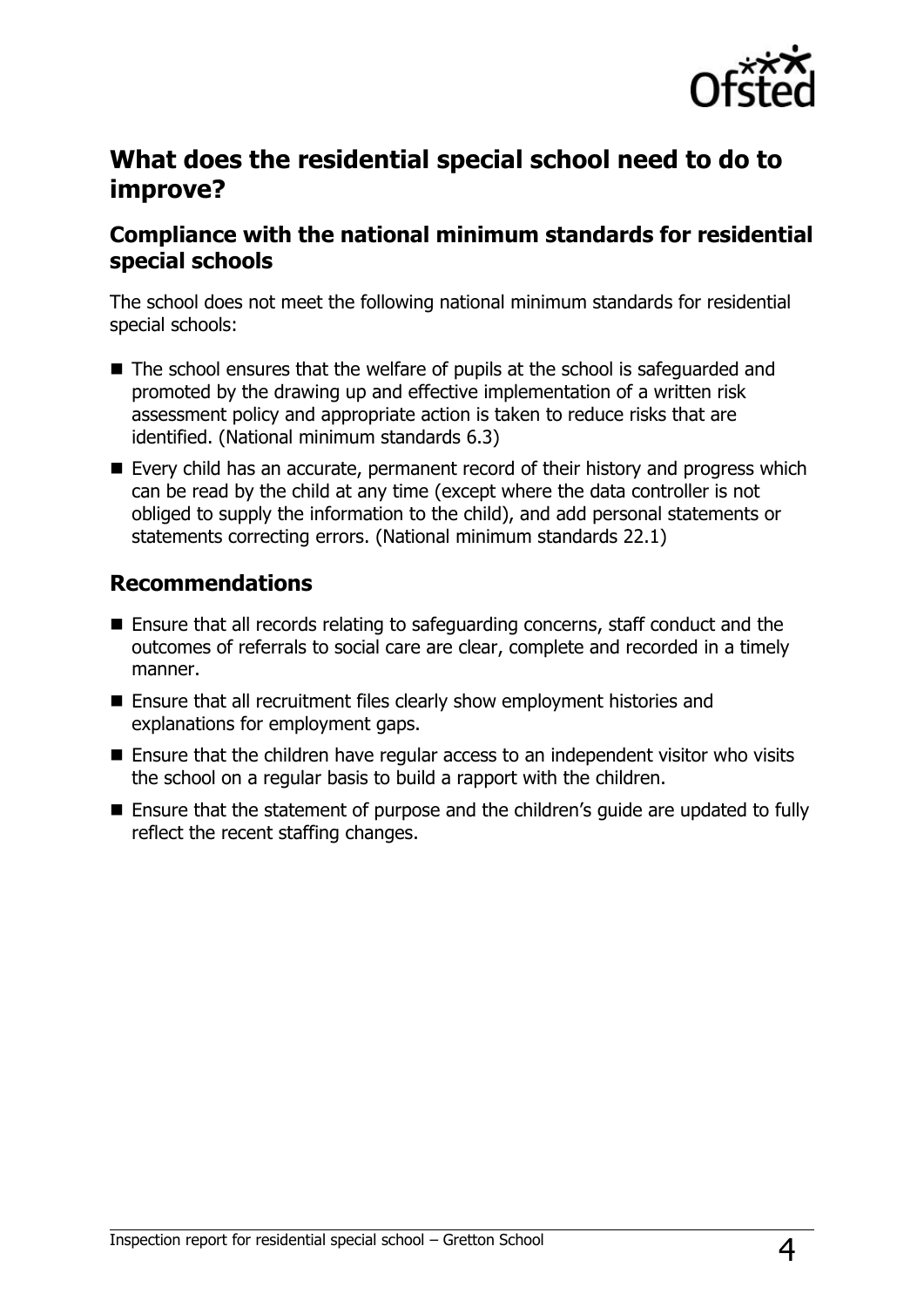## What does the residential special school need to do to improve?

### Compliance with the national minimum standards for residential special schools

The school does not meet the following national minimum standards for residential special schools:

- The school ensures that the welfare of pupils at the school is safeguarded and promoted by the drawing up and effective implementation of a written risk assessment policy and appropriate action is taken to reduce risks that are identified. (National minimum standards 6.3)
- Every child has an accurate, permanent record of their history and progress which can be read by the child at any time (except where the data controller is not obliged to supply the information to the child), and add personal statements or statements correcting errors. (National minimum standards 22.1)

### Recommendations

- Ensure that all records relating to safeguarding concerns, staff conduct and the outcomes of referrals to social care are clear, complete and recorded in a timely manner.
- Ensure that all recruitment files clearly show employment histories and explanations for employment gaps.
- Ensure that the children have regular access to an independent visitor who visits the school on a regular basis to build a rapport with the children.
- Ensure that the statement of purpose and the children's guide are updated to fully reflect the recent staffing changes.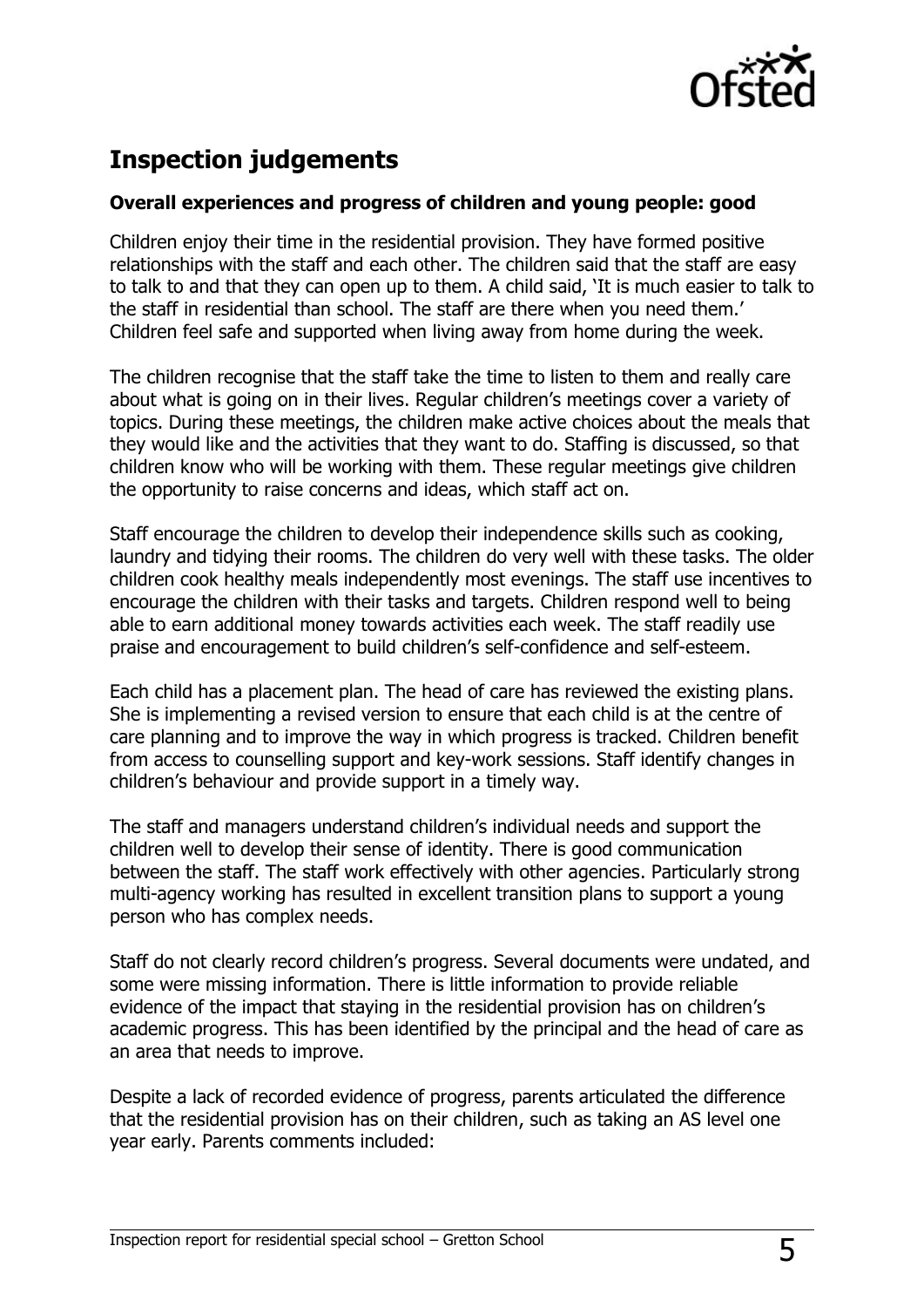## Inspection judgements

### Overall experiences and progress of children and young people: good

Children enjoy their time in the residential provision. They have formed positive relationships with the staff and each other. The children said that the staff are easy to talk to and that they can open up to them. A child said, 'It is much easier to talk to the staff in residential than school. The staff are there when you need them.' Children feel safe and supported when living away from home during the week.

The children recognise that the staff take the time to listen to them and really care about what is going on in their lives. Regular children's meetings cover a variety of topics. During these meetings, the children make active choices about the meals that they would like and the activities that they want to do. Staffing is discussed, so that children know who will be working with them. These regular meetings give children the opportunity to raise concerns and ideas, which staff act on.

Staff encourage the children to develop their independence skills such as cooking, laundry and tidying their rooms. The children do very well with these tasks. The older children cook healthy meals independently most evenings. The staff use incentives to encourage the children with their tasks and targets. Children respond well to being able to earn additional money towards activities each week. The staff readily use praise and encouragement to build children's self-confidence and self-esteem.

Each child has a placement plan. The head of care has reviewed the existing plans. She is implementing a revised version to ensure that each child is at the centre of care planning and to improve the way in which progress is tracked. Children benefit from access to counselling support and key-work sessions. Staff identify changes in children's behaviour and provide support in a timely way.

The staff and managers understand children's individual needs and support the children well to develop their sense of identity. There is good communication between the staff. The staff work effectively with other agencies. Particularly strong multi-agency working has resulted in excellent transition plans to support a young person who has complex needs.

Staff do not clearly record children's progress. Several documents were undated, and some were missing information. There is little information to provide reliable evidence of the impact that staying in the residential provision has on children's academic progress. This has been identified by the principal and the head of care as an area that needs to improve.

Despite a lack of recorded evidence of progress, parents articulated the difference that the residential provision has on their children, such as taking an AS level one year early. Parents comments included: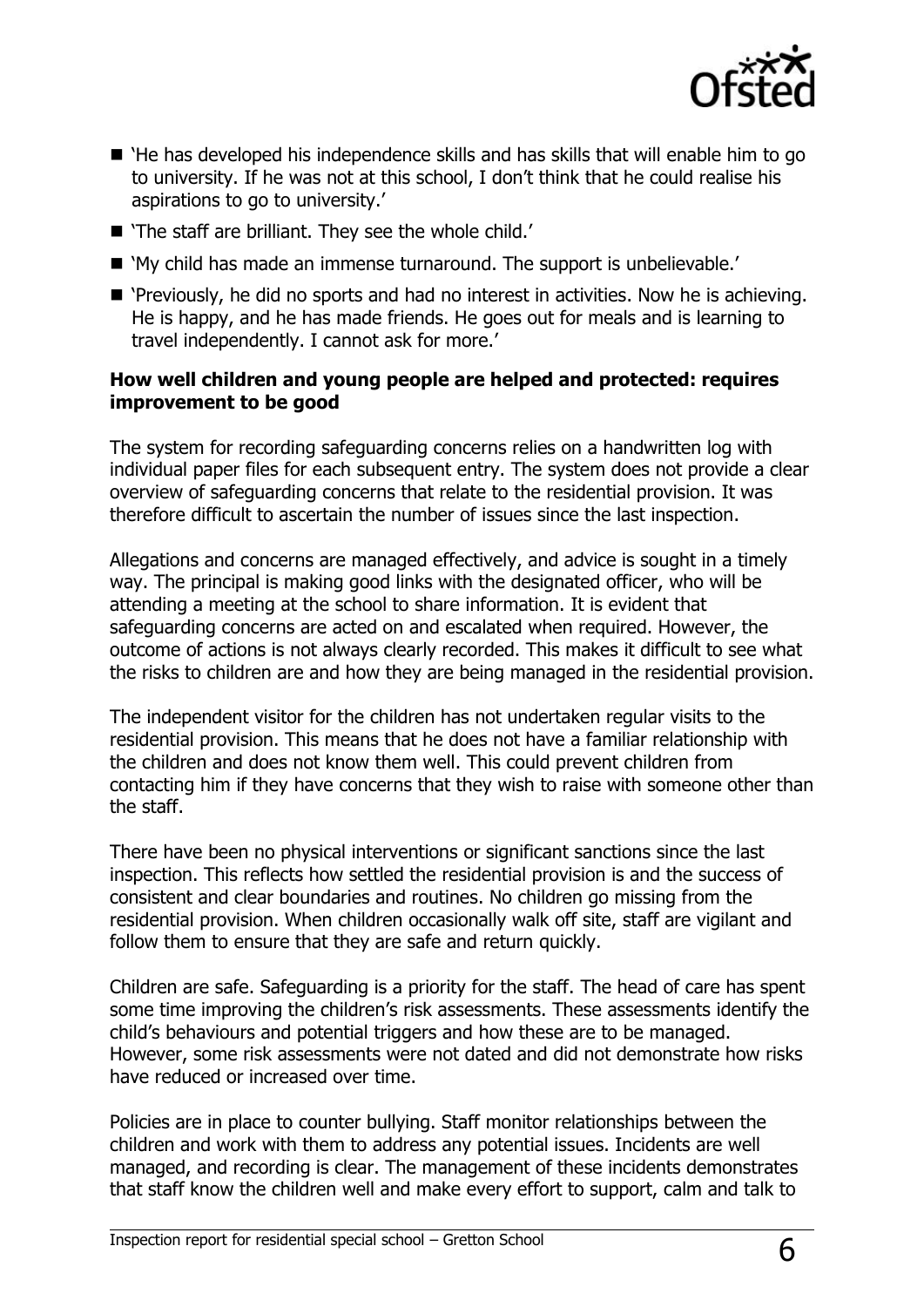- 'He has developed his independence skills and has skills that will enable him to go to university. If he was not at this school, I don't think that he could realise his aspirations to go to university.'
- 'The staff are brilliant. They see the whole child.'
- 'My child has made an immense turnaround. The support is unbelievable.'
- 'Previously, he did no sports and had no interest in activities. Now he is achieving. He is happy, and he has made friends. He goes out for meals and is learning to travel independently. I cannot ask for more.'

**How well children and young people are helped and protected: requires improvement to be good**

The system for recording safeguarding concerns relies on a handwritten log with individual paper files for each subsequent entry. The system does not provide a clear overview of safeguarding concerns that relate to the residential provision. It was therefore difficult to ascertain the number of issues since the last inspection.

Allegations and concerns are managed effectively, and advice is sought in a timely way. The principal is making good links with the designated officer, who will be attending a meeting at the school to share information. It is evident that safeguarding concerns are acted on and escalated when required. However, the outcome of actions is not always clearly recorded. This makes it difficult to see what the risks to children are and how they are being managed in the residential provision.

The independent visitor for the children has not undertaken regular visits to the residential provision. This means that he does not have a familiar relationship with the children and does not know them well. This could prevent children from contacting him if they have concerns that they wish to raise with someone other than the staff.

There have been no physical interventions or significant sanctions since the last inspection. This reflects how settled the residential provision is and the success of consistent and clear boundaries and routines. No children go missing from the residential provision. When children occasionally walk off site, staff are vigilant and follow them to ensure that they are safe and return quickly.

Children are safe. Safeguarding is a priority for the staff. The head of care has spent some time improving the children's risk assessments. These assessments identify the child's behaviours and potential triggers and how these are to be managed. However, some risk assessments were not dated and did not demonstrate how risks have reduced or increased over time.

Policies are in place to counter bullying. Staff monitor relationships between the children and work with them to address any potential issues. Incidents are well managed, and recording is clear. The management of these incidents demonstrates that staff know the children well and make every effort to support, calm and talk to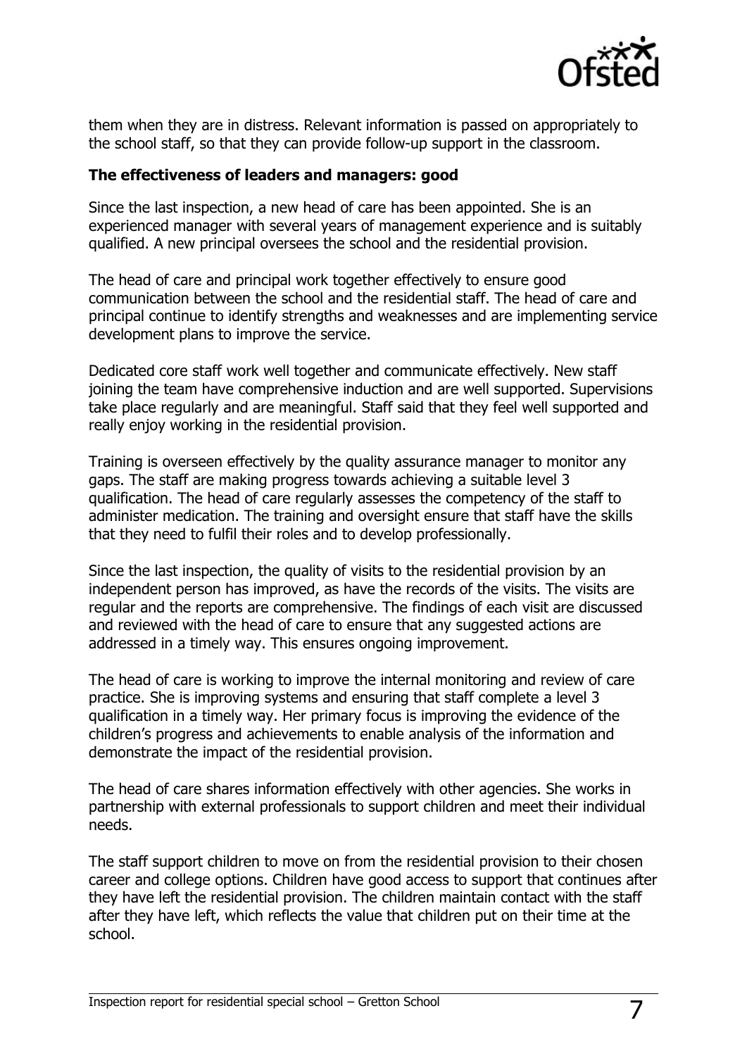them when they are in distress. Relevant information is passed on appropriately to the school staff, so that they can provide follow-up support in the classroom.

**The effectiveness of leaders and managers: good**

Since the last inspection, a new head of care has been appointed. She is an experienced manager with several years of management experience and is suitably qualified. A new principal oversees the school and the residential provision.

The head of care and principal work together effectively to ensure good communication between the school and the residential staff. The head of care and principal continue to identify strengths and weaknesses and are implementing service development plans to improve the service.

Dedicated core staff work well together and communicate effectively. New staff joining the team have comprehensive induction and are well supported. Supervisions take place regularly and are meaningful. Staff said that they feel well supported and really enjoy working in the residential provision.

Training is overseen effectively by the quality assurance manager to monitor any gaps. The staff are making progress towards achieving a suitable level 3 qualification. The head of care regularly assesses the competency of the staff to administer medication. The training and oversight ensure that staff have the skills that they need to fulfil their roles and to develop professionally.

Since the last inspection, the quality of visits to the residential provision by an independent person has improved, as have the records of the visits. The visits are regular and the reports are comprehensive. The findings of each visit are discussed and reviewed with the head of care to ensure that any suggested actions are addressed in a timely way. This ensures ongoing improvement.

The head of care is working to improve the internal monitoring and review of care practice. She is improving systems and ensuring that staff complete a level 3 qualification in a timely way. Her primary focus is improving the evidence of the children's progress and achievements to enable analysis of the information and demonstrate the impact of the residential provision.

The head of care shares information effectively with other agencies. She works in partnership with external professionals to support children and meet their individual needs.

The staff support children to move on from the residential provision to their chosen career and college options. Children have good access to support that continues after they have left the residential provision. The children maintain contact with the staff after they have left, which reflects the value that children put on their time at the school.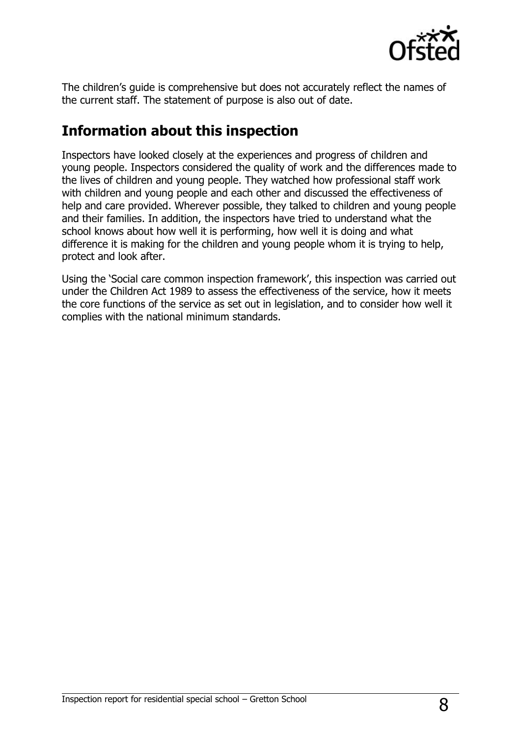The children's guide is comprehensive but does not accurately reflect the names of the current staff. The statement of purpose is also out of date.

## Information about this inspection

Inspectors have looked closely at the experiences and progress of children and young people. Inspectors considered the quality of work and the differences made to the lives of children and young people. They watched how professional staff work with children and young people and each other and discussed the effectiveness of help and care provided. Wherever possible, they talked to children and young people and their families. In addition, the inspectors have tried to understand what the school knows about how well it is performing, how well it is doing and what difference it is making for the children and young people whom it is trying to help, protect and look after.

Using the 'Social care common inspection framework', this inspection was carried out under the Children Act 1989 to assess the effectiveness of the service, how it meets the core functions of the service as set out in legislation, and to consider how well it complies with the national minimum standards.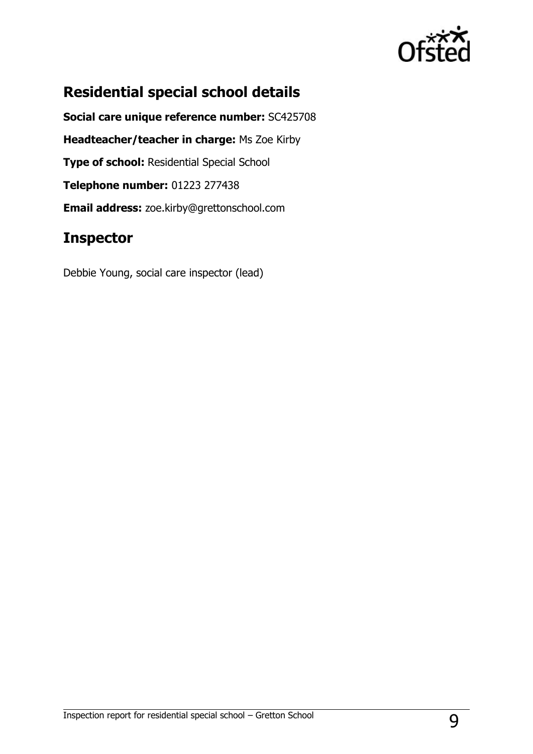## Residential special school details

**Social care unique reference number:** SC425708

**Headteacher/teacher in charge:** Ms Zoe Kirby

**Type of school:** Residential Special School

**Telephone number:** 01223 277438

**Email address:** zoe.kirby@grettonschool.com

## Inspector

Debbie Young, social care inspector (lead)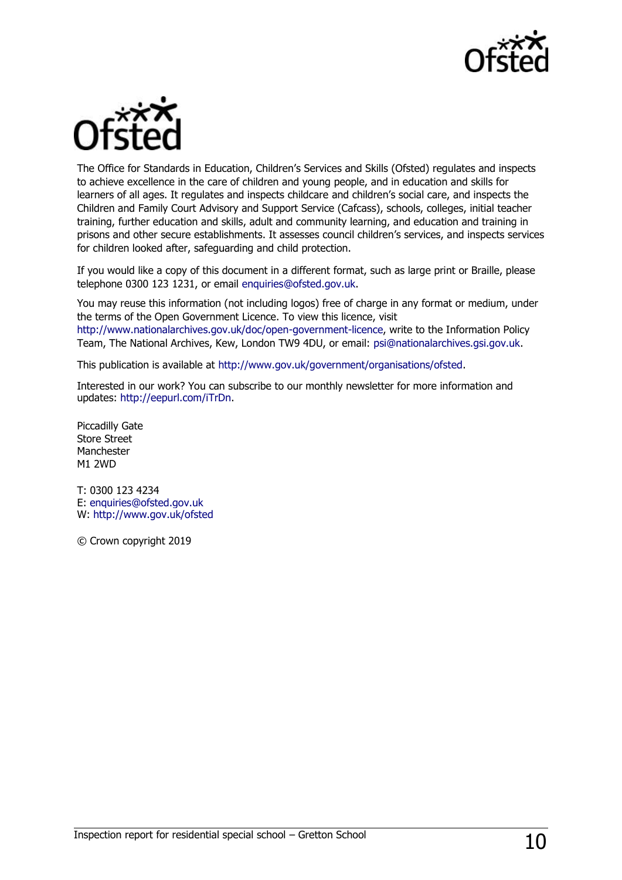The Office for Standards in Education, Children's Services and Skills (Ofsted) regulates and inspects to achieve excellence in the care of children and young people, and in education and skills for learners of all ages. It regulates and inspects childcare and children's social care, and inspects the Children and Family Court Advisory and Support Service (Cafcass), schools, colleges, initial teacher training, further education and skills, adult and community learning, and education and training in prisons and other secure establishments. It assesses council children's services, and inspects services for children looked after, safeguarding and child protection.

If you would like a copy of this document in a different format, such as large print or Braille, please telephone 0300 123 1231, or email enquiries@ofsted.gov.uk.

You may reuse this information (not including logos) free of charge in any format or medium, under the terms of the Open Government Licence. To view this licence, visit http://www.nationalarchives.gov.uk/doc/open-government-licence, write to the Information Policy Team, The National Archives, Kew, London TW9 4DU, or email: psi@nationalarchives.gsi.gov.uk.

This publication is available at http://www.gov.uk/government/organisations/ofsted.

Interested in our work? You can subscribe to our monthly newsletter for more information and updates: http://eepurl.com/iTrDn.

Piccadilly Gate
Store Street
Manchester
M1 2WD

T: 0300 123 4234
E: enquiries@ofsted.gov.uk
W: http://www.gov.uk/ofsted

© Crown copyright 2019